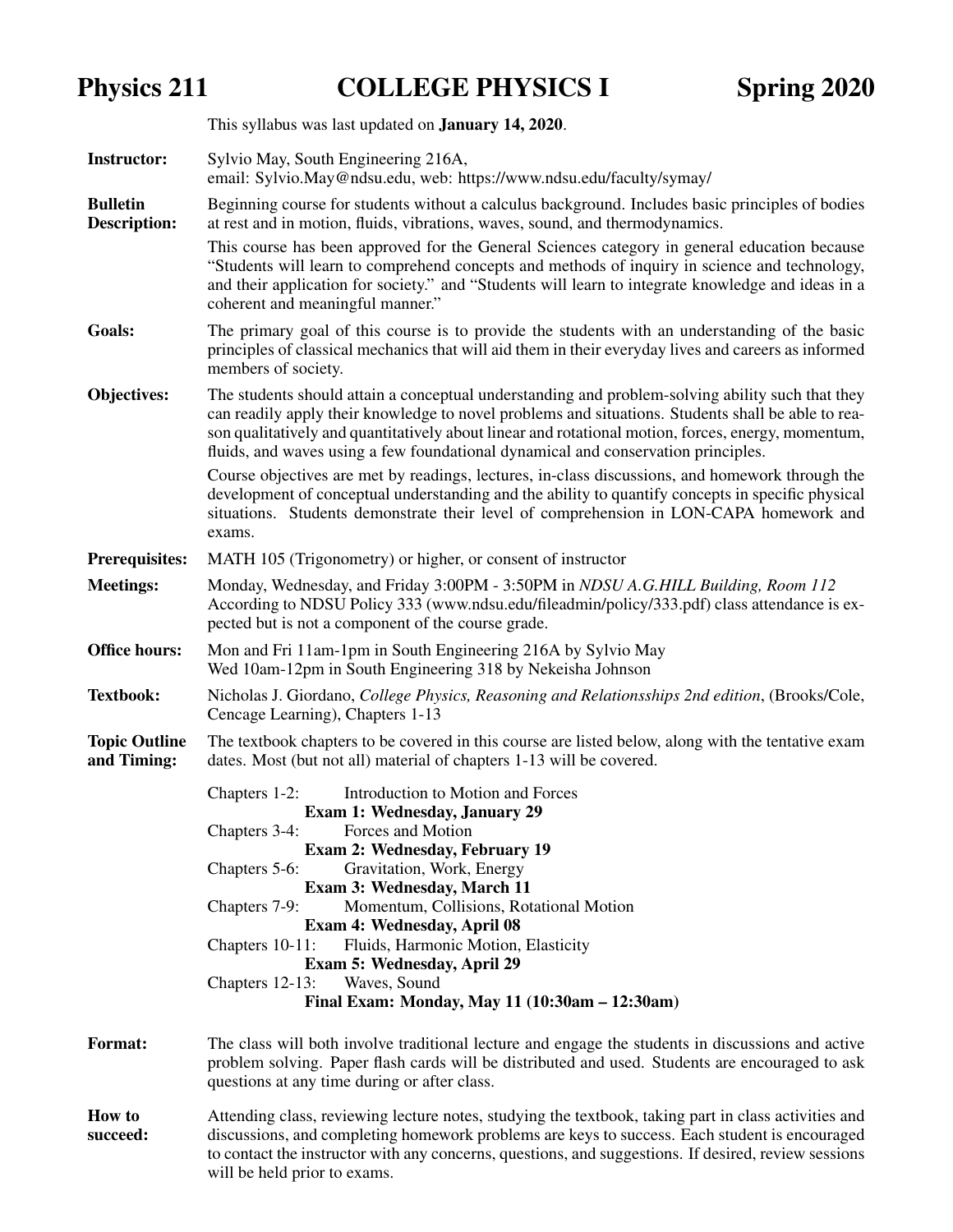# Physics 211 — COLLEGE PHYSICS I — Spring 2020

This syllabus was last updated on **January 14, 2020**.

**Instructor:** Sylvio May, South Engineering 216A, email: Sylvio.May@ndsu.edu, web: https://www.ndsu.edu/faculty/symay/

**Bulletin Description:** Beginning course for students without a calculus background. Includes basic principles of bodies at rest and in motion, fluids, vibrations, waves, sound, and thermodynamics.

This course has been approved for the General Sciences category in general education because "Students will learn to comprehend concepts and methods of inquiry in science and technology, and their application for society." and "Students will learn to integrate knowledge and ideas in a coherent and meaningful manner."

**Goals:** The primary goal of this course is to provide the students with an understanding of the basic principles of classical mechanics that will aid them in their everyday lives and careers as informed members of society.

**Objectives:** The students should attain a conceptual understanding and problem-solving ability such that they can readily apply their knowledge to novel problems and situations. Students shall be able to reason qualitatively and quantitatively about linear and rotational motion, forces, energy, momentum, fluids, and waves using a few foundational dynamical and conservation principles.

Course objectives are met by readings, lectures, in-class discussions, and homework through the development of conceptual understanding and the ability to quantify concepts in specific physical situations. Students demonstrate their level of comprehension in LON-CAPA homework and exams.

**Prerequisites:** MATH 105 (Trigonometry) or higher, or consent of instructor

**Meetings:** Monday, Wednesday, and Friday 3:00PM - 3:50PM in *NDSU A.G.HILL Building, Room 112*
According to NDSU Policy 333 (www.ndsu.edu/fileadmin/policy/333.pdf) class attendance is expected but is not a component of the course grade.

**Office hours:** Mon and Fri 11am-1pm in South Engineering 216A by Sylvio May
Wed 10am-12pm in South Engineering 318 by Nekeisha Johnson

**Textbook:** Nicholas J. Giordano, *College Physics, Reasoning and Relationsships 2nd edition*, (Brooks/Cole, Cencage Learning), Chapters 1-13

**Topic Outline and Timing:** The textbook chapters to be covered in this course are listed below, along with the tentative exam dates. Most (but not all) material of chapters 1-13 will be covered.

Chapters 1-2: Introduction to Motion and Forces
**Exam 1: Wednesday, January 29**
Chapters 3-4: Forces and Motion
**Exam 2: Wednesday, February 19**
Chapters 5-6: Gravitation, Work, Energy
**Exam 3: Wednesday, March 11**
Chapters 7-9: Momentum, Collisions, Rotational Motion
**Exam 4: Wednesday, April 08**
Chapters 10-11: Fluids, Harmonic Motion, Elasticity
**Exam 5: Wednesday, April 29**
Chapters 12-13: Waves, Sound
**Final Exam: Monday, May 11 (10:30am – 12:30am)**

**Format:** The class will both involve traditional lecture and engage the students in discussions and active problem solving. Paper flash cards will be distributed and used. Students are encouraged to ask questions at any time during or after class.

**How to succeed:** Attending class, reviewing lecture notes, studying the textbook, taking part in class activities and discussions, and completing homework problems are keys to success. Each student is encouraged to contact the instructor with any concerns, questions, and suggestions. If desired, review sessions will be held prior to exams.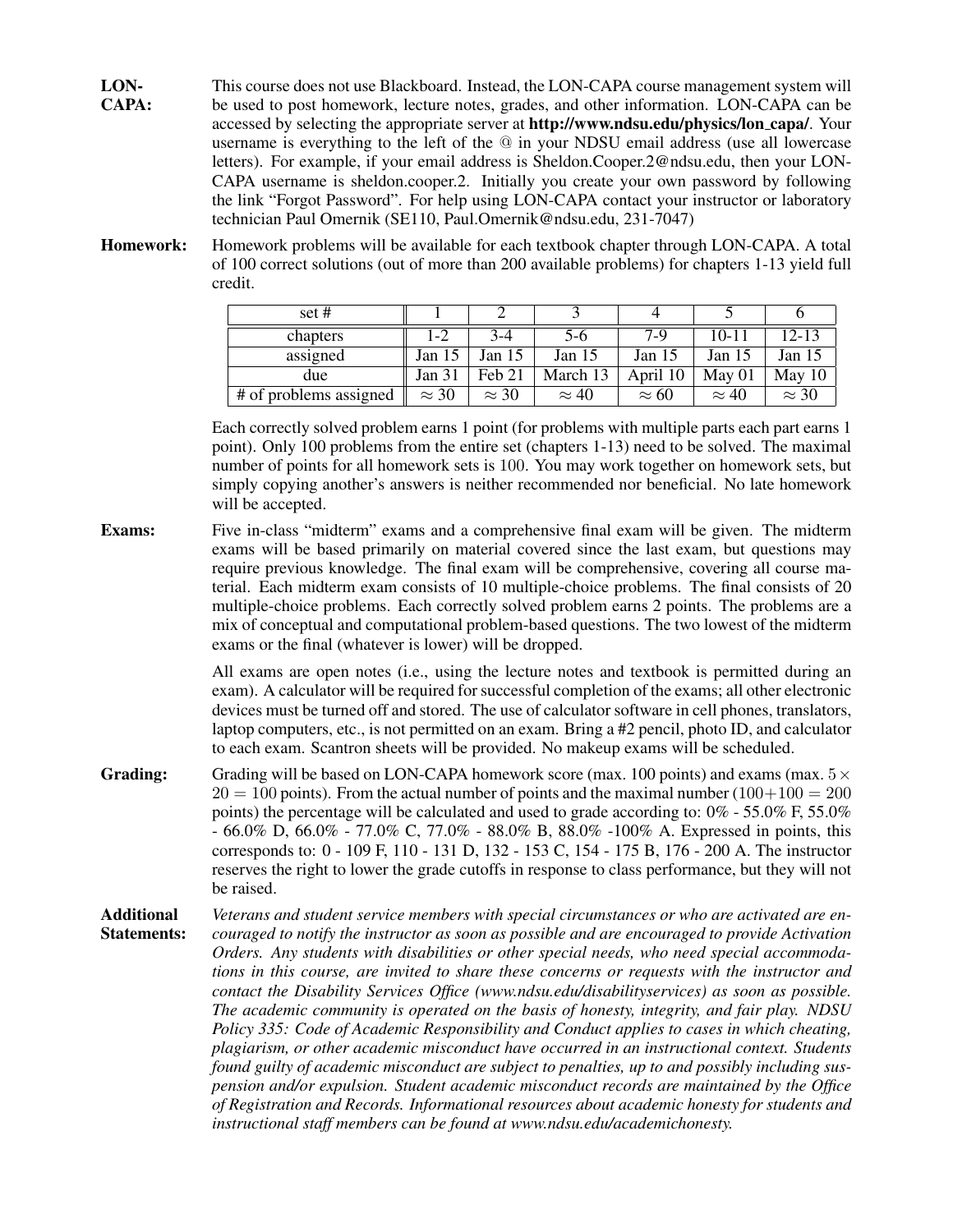**LON-CAPA:** This course does not use Blackboard. Instead, the LON-CAPA course management system will be used to post homework, lecture notes, grades, and other information. LON-CAPA can be accessed by selecting the appropriate server at **http://www.ndsu.edu/physics/lon_capa/**. Your username is everything to the left of the @ in your NDSU email address (use all lowercase letters). For example, if your email address is Sheldon.Cooper.2@ndsu.edu, then your LON-CAPA username is sheldon.cooper.2. Initially you create your own password by following the link "Forgot Password". For help using LON-CAPA contact your instructor or laboratory technician Paul Omernik (SE110, Paul.Omernik@ndsu.edu, 231-7047)

**Homework:** Homework problems will be available for each textbook chapter through LON-CAPA. A total of 100 correct solutions (out of more than 200 available problems) for chapters 1-13 yield full credit.

| set # | 1 | 2 | 3 | 4 | 5 | 6 |
|---|---|---|---|---|---|---|
| chapters | 1-2 | 3-4 | 5-6 | 7-9 | 10-11 | 12-13 |
| assigned | Jan 15 | Jan 15 | Jan 15 | Jan 15 | Jan 15 | Jan 15 |
| due | Jan 31 | Feb 21 | March 13 | April 10 | May 01 | May 10 |
| # of problems assigned | $\approx 30$ | $\approx 30$ | $\approx 40$ | $\approx 60$ | $\approx 40$ | $\approx 30$ |

Each correctly solved problem earns 1 point (for problems with multiple parts each part earns 1 point). Only 100 problems from the entire set (chapters 1-13) need to be solved. The maximal number of points for all homework sets is 100. You may work together on homework sets, but simply copying another's answers is neither recommended nor beneficial. No late homework will be accepted.

**Exams:** Five in-class "midterm" exams and a comprehensive final exam will be given. The midterm exams will be based primarily on material covered since the last exam, but questions may require previous knowledge. The final exam will be comprehensive, covering all course material. Each midterm exam consists of 10 multiple-choice problems. The final consists of 20 multiple-choice problems. Each correctly solved problem earns 2 points. The problems are a mix of conceptual and computational problem-based questions. The two lowest of the midterm exams or the final (whatever is lower) will be dropped.

All exams are open notes (i.e., using the lecture notes and textbook is permitted during an exam). A calculator will be required for successful completion of the exams; all other electronic devices must be turned off and stored. The use of calculator software in cell phones, translators, laptop computers, etc., is not permitted on an exam. Bring a #2 pencil, photo ID, and calculator to each exam. Scantron sheets will be provided. No makeup exams will be scheduled.

**Grading:** Grading will be based on LON-CAPA homework score (max. 100 points) and exams (max. $5 \times 20 = 100$ points). From the actual number of points and the maximal number ($100 + 100 = 200$ points) the percentage will be calculated and used to grade according to: 0% - 55.0% F, 55.0% - 66.0% D, 66.0% - 77.0% C, 77.0% - 88.0% B, 88.0% -100% A. Expressed in points, this corresponds to: 0 - 109 F, 110 - 131 D, 132 - 153 C, 154 - 175 B, 176 - 200 A. The instructor reserves the right to lower the grade cutoffs in response to class performance, but they will not be raised.

**Additional Statements:** *Veterans and student service members with special circumstances or who are activated are encouraged to notify the instructor as soon as possible and are encouraged to provide Activation Orders. Any students with disabilities or other special needs, who need special accommodations in this course, are invited to share these concerns or requests with the instructor and contact the Disability Services Office (www.ndsu.edu/disabilityservices) as soon as possible. The academic community is operated on the basis of honesty, integrity, and fair play. NDSU Policy 335: Code of Academic Responsibility and Conduct applies to cases in which cheating, plagiarism, or other academic misconduct have occurred in an instructional context. Students found guilty of academic misconduct are subject to penalties, up to and possibly including suspension and/or expulsion. Student academic misconduct records are maintained by the Office of Registration and Records. Informational resources about academic honesty for students and instructional staff members can be found at www.ndsu.edu/academichonesty.*